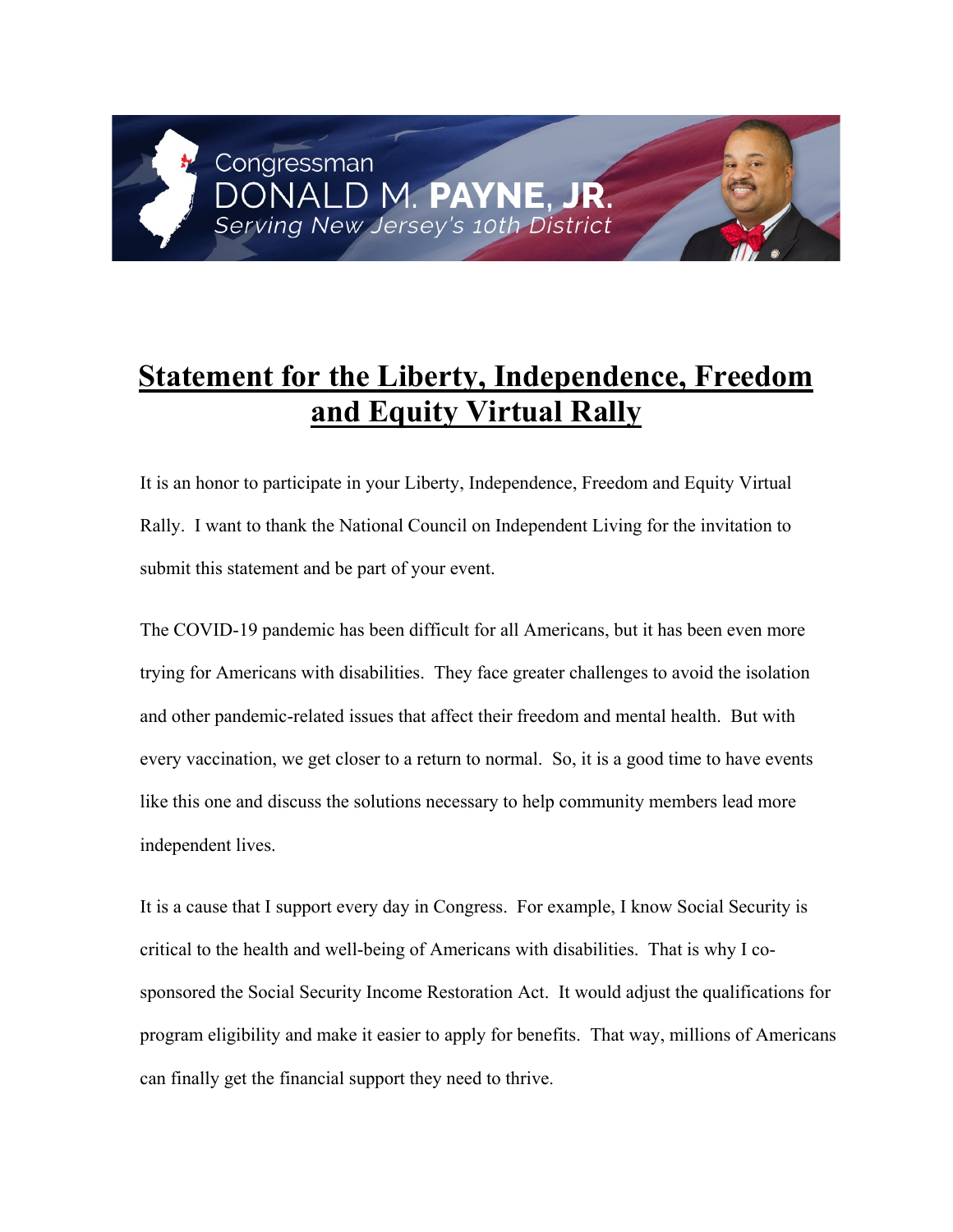Congressman
DONALD M. **PAYNE, JR.**
*Serving New Jersey's 10th District*

# Statement for the Liberty, Independence, Freedom and Equity Virtual Rally

It is an honor to participate in your Liberty, Independence, Freedom and Equity Virtual Rally. I want to thank the National Council on Independent Living for the invitation to submit this statement and be part of your event.

The COVID-19 pandemic has been difficult for all Americans, but it has been even more trying for Americans with disabilities. They face greater challenges to avoid the isolation and other pandemic-related issues that affect their freedom and mental health. But with every vaccination, we get closer to a return to normal. So, it is a good time to have events like this one and discuss the solutions necessary to help community members lead more independent lives.

It is a cause that I support every day in Congress. For example, I know Social Security is critical to the health and well-being of Americans with disabilities. That is why I co-sponsored the Social Security Income Restoration Act. It would adjust the qualifications for program eligibility and make it easier to apply for benefits. That way, millions of Americans can finally get the financial support they need to thrive.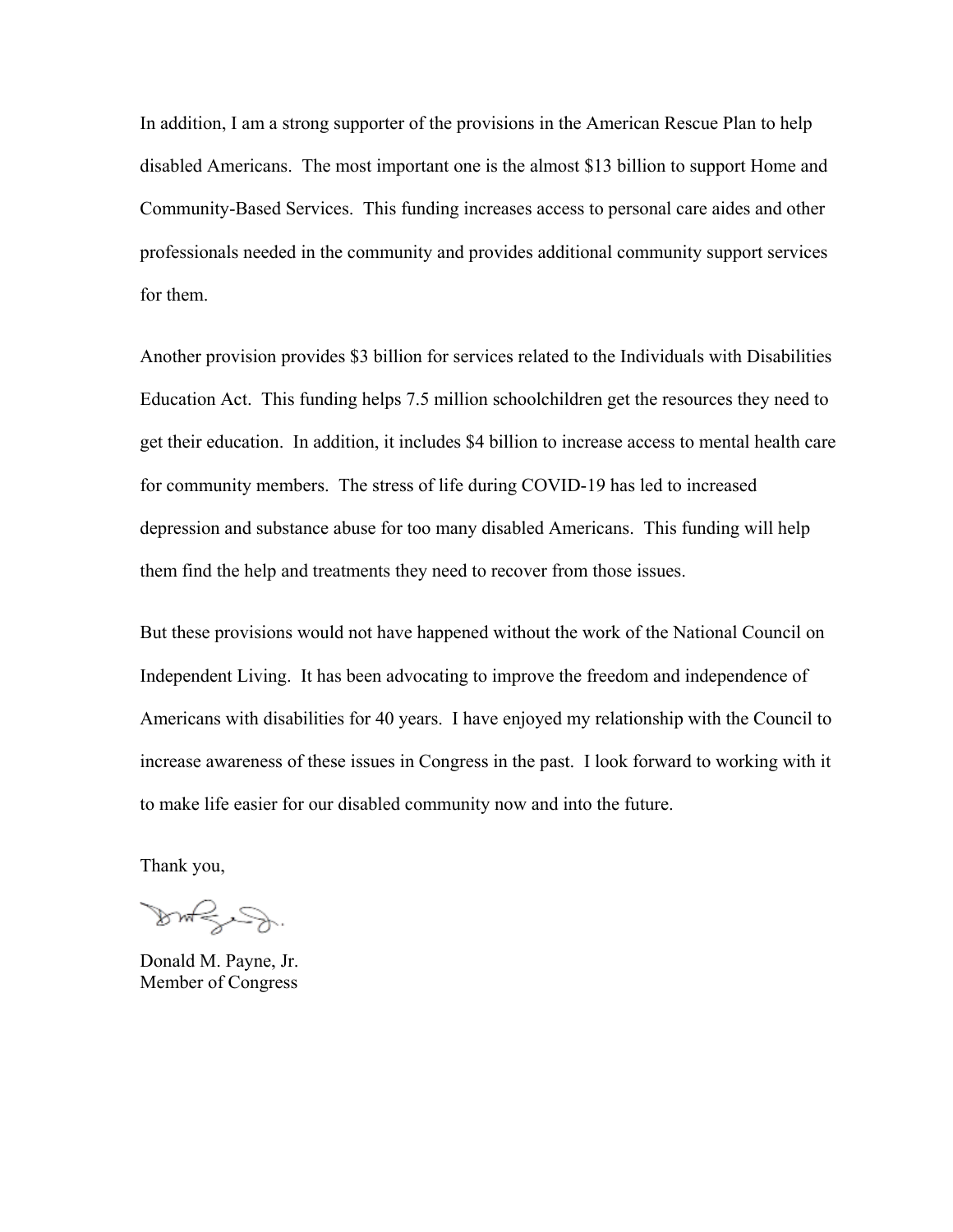In addition, I am a strong supporter of the provisions in the American Rescue Plan to help disabled Americans. The most important one is the almost $13 billion to support Home and Community-Based Services. This funding increases access to personal care aides and other professionals needed in the community and provides additional community support services for them.

Another provision provides $3 billion for services related to the Individuals with Disabilities Education Act. This funding helps 7.5 million schoolchildren get the resources they need to get their education. In addition, it includes $4 billion to increase access to mental health care for community members. The stress of life during COVID-19 has led to increased depression and substance abuse for too many disabled Americans. This funding will help them find the help and treatments they need to recover from those issues.

But these provisions would not have happened without the work of the National Council on Independent Living. It has been advocating to improve the freedom and independence of Americans with disabilities for 40 years. I have enjoyed my relationship with the Council to increase awareness of these issues in Congress in the past. I look forward to working with it to make life easier for our disabled community now and into the future.

Thank you,

Donald M. Payne, Jr.
Member of Congress